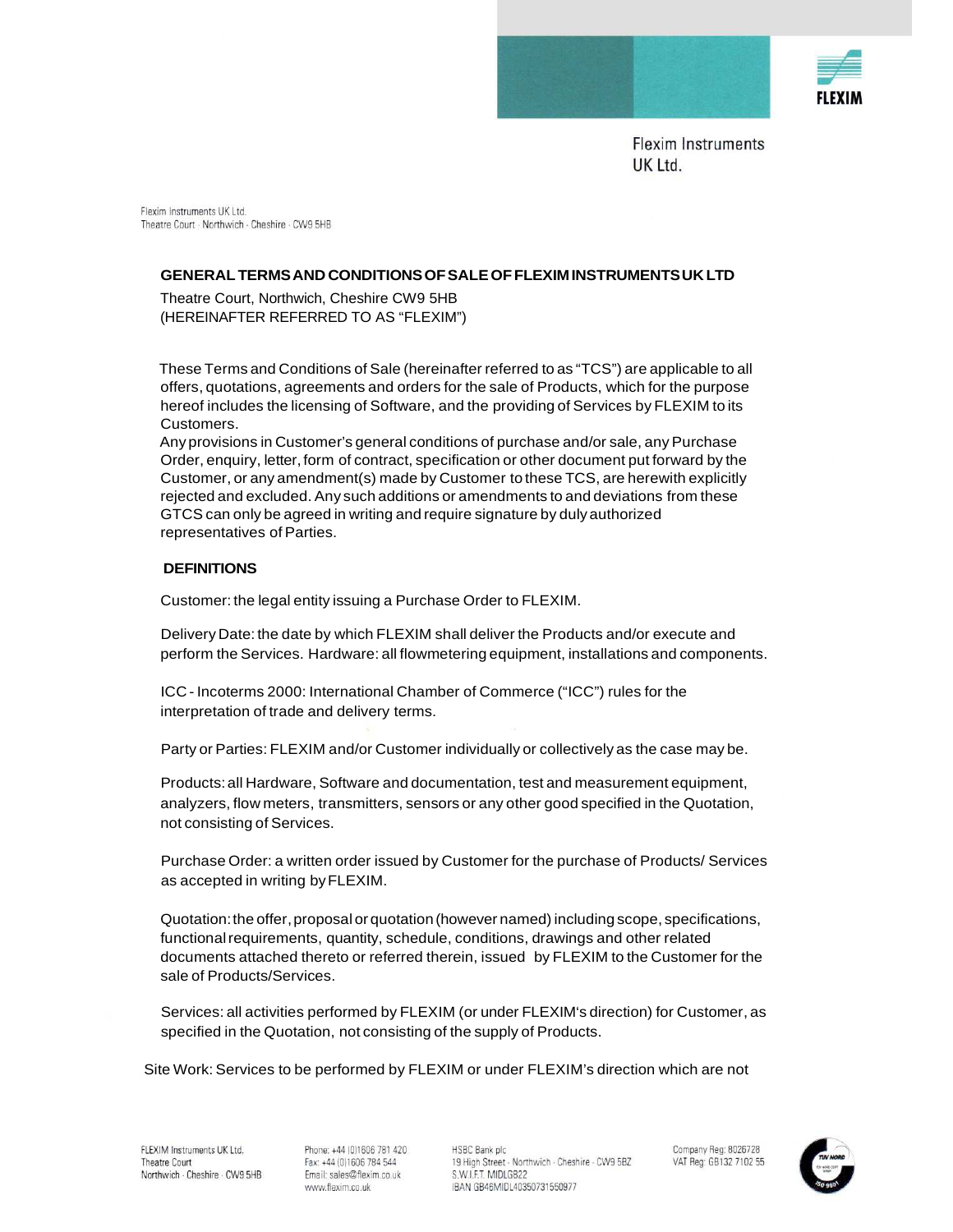Flexim Instruments UK Ltd.

Flexim Instruments UK Ltd.
Theatre Court · Northwich · Cheshire · CW9 5HB

## GENERAL TERMS AND CONDITIONS OF SALE OF FLEXIM INSTRUMENTS UK LTD

Theatre Court, Northwich, Cheshire CW9 5HB
(HEREINAFTER REFERRED TO AS "FLEXIM")

These Terms and Conditions of Sale (hereinafter referred to as "TCS") are applicable to all offers, quotations, agreements and orders for the sale of Products, which for the purpose hereof includes the licensing of Software, and the providing of Services by FLEXIM to its Customers.

Any provisions in Customer's general conditions of purchase and/or sale, any Purchase Order, enquiry, letter, form of contract, specification or other document put forward by the Customer, or any amendment(s) made by Customer to these TCS, are herewith explicitly rejected and excluded. Any such additions or amendments to and deviations from these GTCS can only be agreed in writing and require signature by duly authorized representatives of Parties.

### DEFINITIONS

Customer: the legal entity issuing a Purchase Order to FLEXIM.

Delivery Date: the date by which FLEXIM shall deliver the Products and/or execute and perform the Services. Hardware: all flowmetering equipment, installations and components.

ICC - Incoterms 2000: International Chamber of Commerce ("ICC") rules for the interpretation of trade and delivery terms.

Party or Parties: FLEXIM and/or Customer individually or collectively as the case may be.

Products: all Hardware, Software and documentation, test and measurement equipment, analyzers, flow meters, transmitters, sensors or any other good specified in the Quotation, not consisting of Services.

Purchase Order: a written order issued by Customer for the purchase of Products/ Services as accepted in writing by FLEXIM.

Quotation: the offer, proposal or quotation (however named) including scope, specifications, functional requirements, quantity, schedule, conditions, drawings and other related documents attached thereto or referred therein, issued by FLEXIM to the Customer for the sale of Products/Services.

Services: all activities performed by FLEXIM (or under FLEXIM's direction) for Customer, as specified in the Quotation, not consisting of the supply of Products.

Site Work: Services to be performed by FLEXIM or under FLEXIM's direction which are not

FLEXIM Instruments UK Ltd.
Theatre Court
Northwich · Cheshire · CW9 5HB

Phone: +44 (0)1606 781 420
Fax: +44 (0)1606 784 544
Email: sales@flexim.co.uk
www.flexim.co.uk

HSBC Bank plc
19 High Street · Northwich · Cheshire · CW9 5BZ
S.W.I.F.T. MIDLGB22
IBAN GB46MIDL40350731550977

Company Reg: 8026728
VAT Reg: GB132 7102 55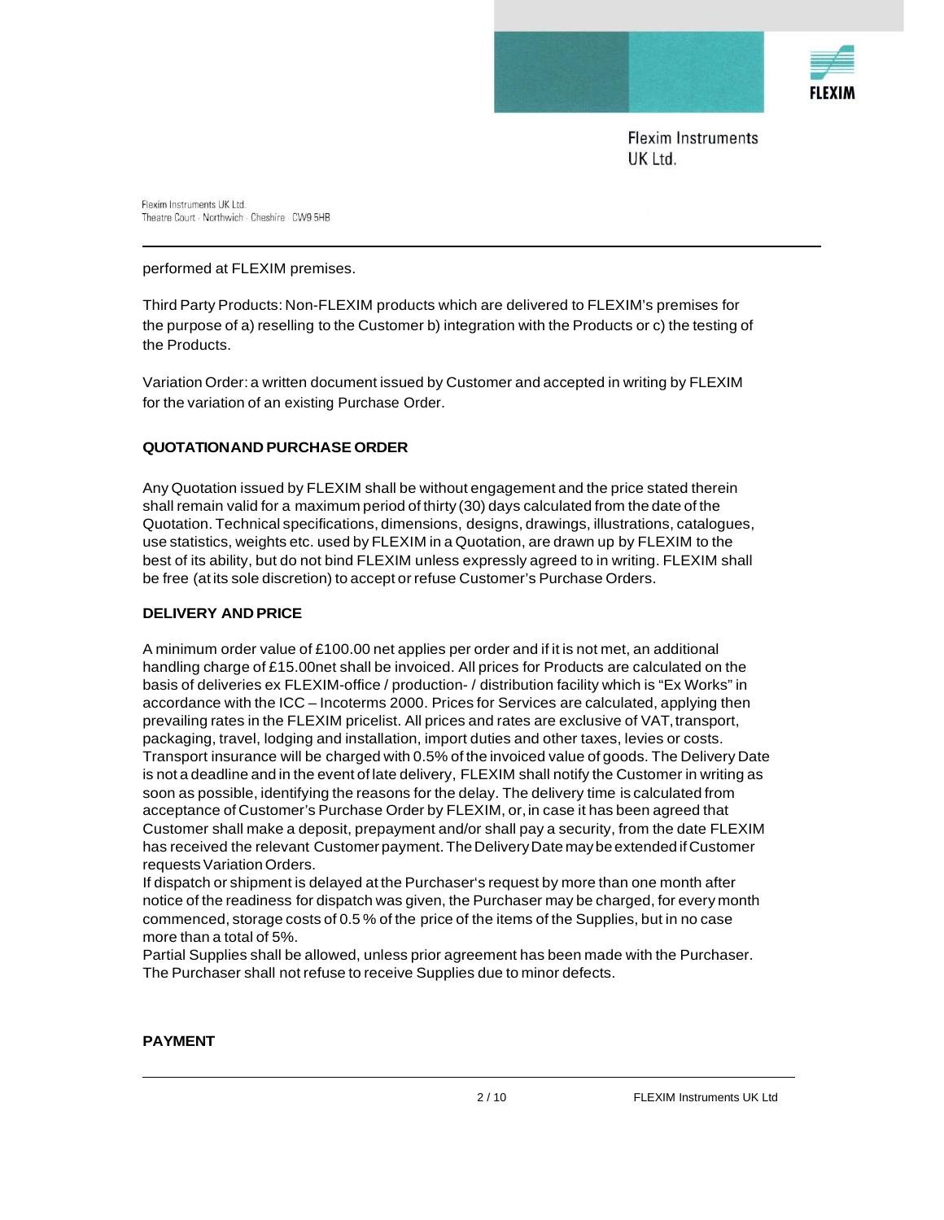performed at FLEXIM premises.

Third Party Products: Non-FLEXIM products which are delivered to FLEXIM's premises for the purpose of a) reselling to the Customer b) integration with the Products or c) the testing of the Products.

Variation Order: a written document issued by Customer and accepted in writing by FLEXIM for the variation of an existing Purchase Order.

**QUOTATION AND PURCHASE ORDER**

Any Quotation issued by FLEXIM shall be without engagement and the price stated therein shall remain valid for a maximum period of thirty (30) days calculated from the date of the Quotation. Technical specifications, dimensions, designs, drawings, illustrations, catalogues, use statistics, weights etc. used by FLEXIM in a Quotation, are drawn up by FLEXIM to the best of its ability, but do not bind FLEXIM unless expressly agreed to in writing. FLEXIM shall be free (at its sole discretion) to accept or refuse Customer's Purchase Orders.

**DELIVERY AND PRICE**

A minimum order value of £100.00 net applies per order and if it is not met, an additional handling charge of £15.00net shall be invoiced. All prices for Products are calculated on the basis of deliveries ex FLEXIM-office / production- / distribution facility which is "Ex Works" in accordance with the ICC – Incoterms 2000. Prices for Services are calculated, applying then prevailing rates in the FLEXIM pricelist. All prices and rates are exclusive of VAT, transport, packaging, travel, lodging and installation, import duties and other taxes, levies or costs. Transport insurance will be charged with 0.5% of the invoiced value of goods. The Delivery Date is not a deadline and in the event of late delivery, FLEXIM shall notify the Customer in writing as soon as possible, identifying the reasons for the delay. The delivery time is calculated from acceptance of Customer's Purchase Order by FLEXIM, or, in case it has been agreed that Customer shall make a deposit, prepayment and/or shall pay a security, from the date FLEXIM has received the relevant Customer payment. The Delivery Date may be extended if Customer requests Variation Orders.
If dispatch or shipment is delayed at the Purchaser's request by more than one month after notice of the readiness for dispatch was given, the Purchaser may be charged, for every month commenced, storage costs of 0.5 % of the price of the items of the Supplies, but in no case more than a total of 5%.
Partial Supplies shall be allowed, unless prior agreement has been made with the Purchaser. The Purchaser shall not refuse to receive Supplies due to minor defects.

**PAYMENT**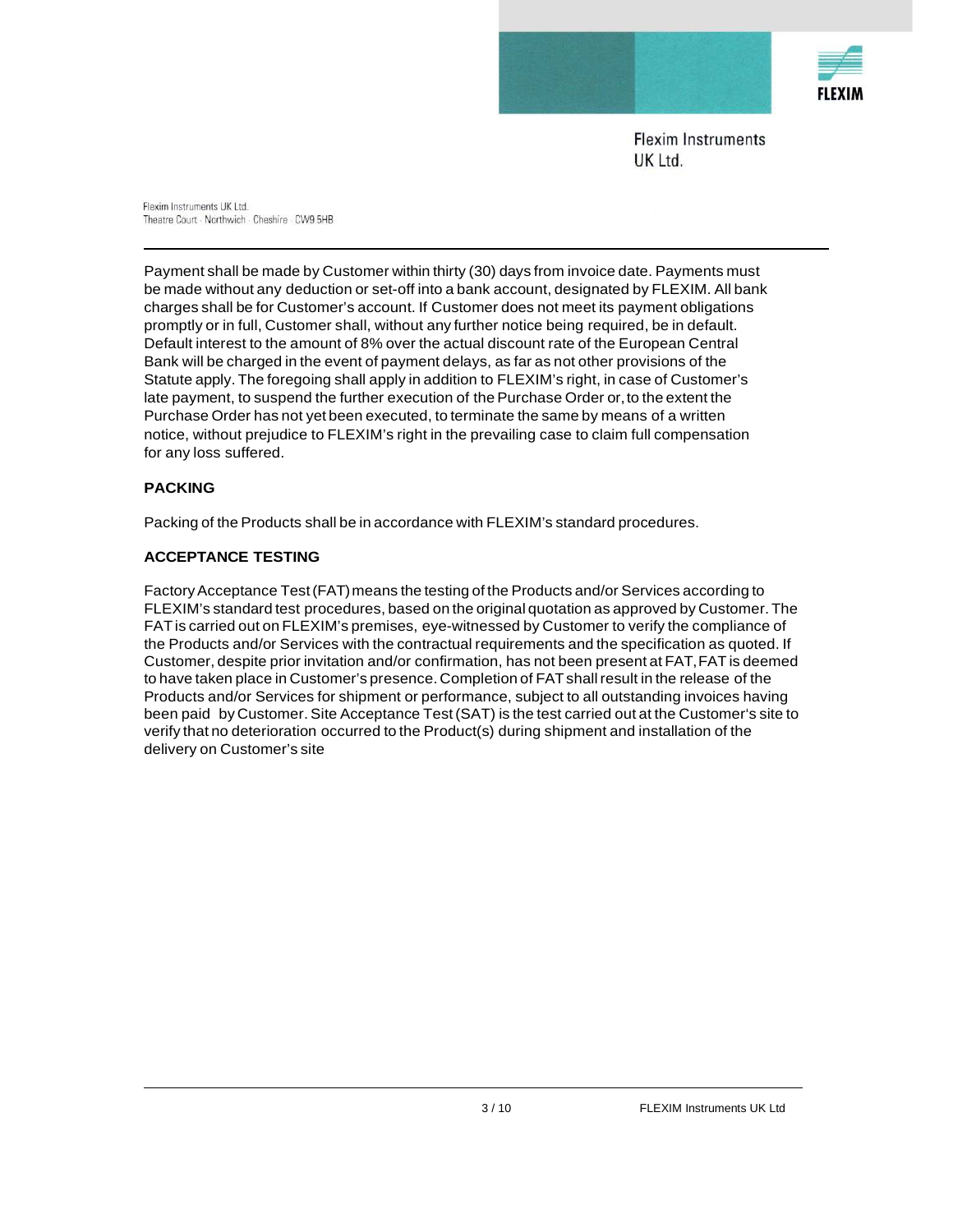Payment shall be made by Customer within thirty (30) days from invoice date. Payments must be made without any deduction or set-off into a bank account, designated by FLEXIM. All bank charges shall be for Customer's account. If Customer does not meet its payment obligations promptly or in full, Customer shall, without any further notice being required, be in default. Default interest to the amount of 8% over the actual discount rate of the European Central Bank will be charged in the event of payment delays, as far as not other provisions of the Statute apply. The foregoing shall apply in addition to FLEXIM's right, in case of Customer's late payment, to suspend the further execution of the Purchase Order or, to the extent the Purchase Order has not yet been executed, to terminate the same by means of a written notice, without prejudice to FLEXIM's right in the prevailing case to claim full compensation for any loss suffered.

**PACKING**

Packing of the Products shall be in accordance with FLEXIM's standard procedures.

**ACCEPTANCE TESTING**

Factory Acceptance Test (FAT) means the testing of the Products and/or Services according to FLEXIM's standard test procedures, based on the original quotation as approved by Customer. The FAT is carried out on FLEXIM's premises, eye-witnessed by Customer to verify the compliance of the Products and/or Services with the contractual requirements and the specification as quoted. If Customer, despite prior invitation and/or confirmation, has not been present at FAT, FAT is deemed to have taken place in Customer's presence. Completion of FAT shall result in the release of the Products and/or Services for shipment or performance, subject to all outstanding invoices having been paid by Customer. Site Acceptance Test (SAT) is the test carried out at the Customer's site to verify that no deterioration occurred to the Product(s) during shipment and installation of the delivery on Customer's site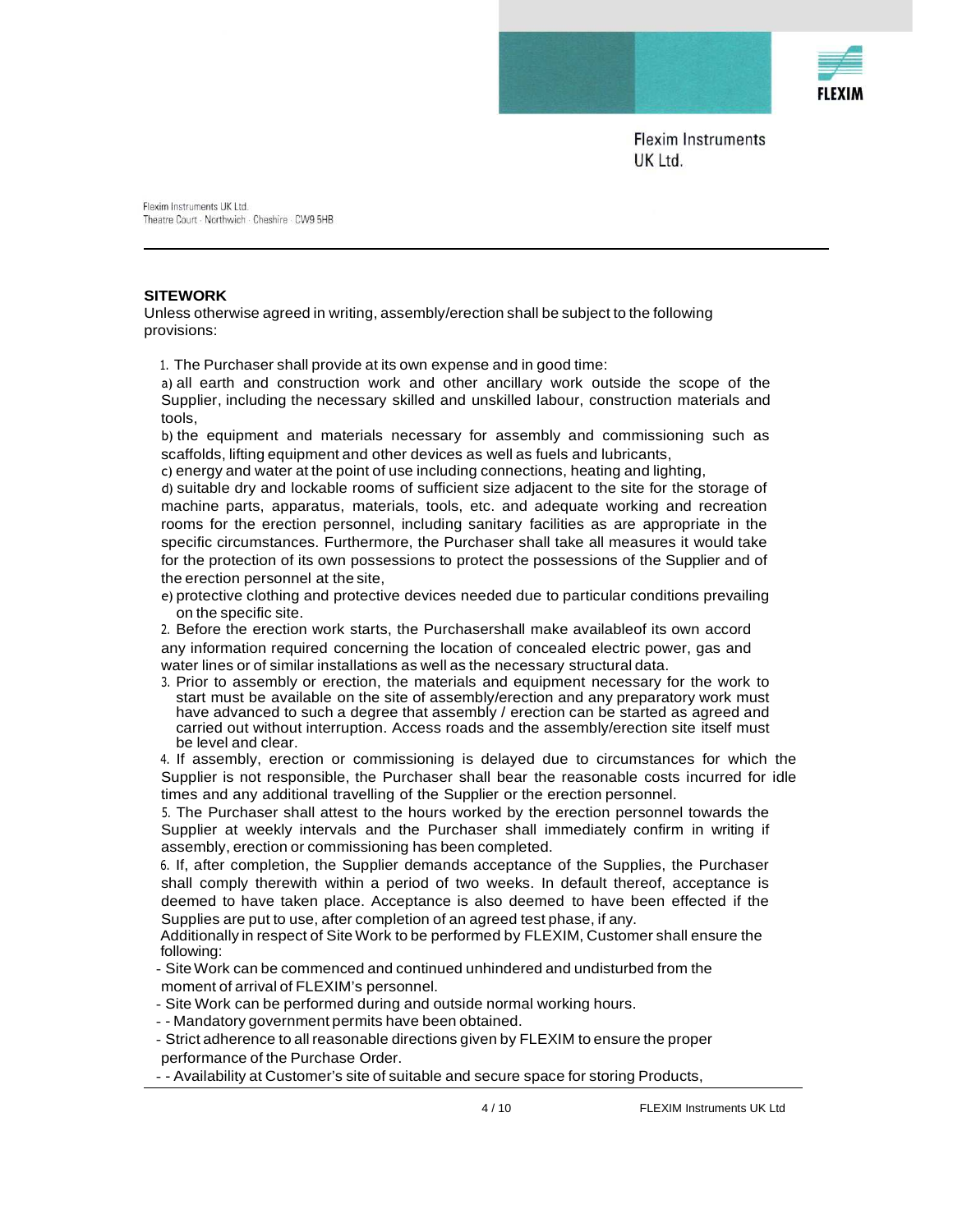Flexim Instruments UK Ltd.

Flexim Instruments UK Ltd.
Theatre Court · Northwich · Cheshire · CW9 5HB

---

**SITEWORK**

Unless otherwise agreed in writing, assembly/erection shall be subject to the following provisions:

1. The Purchaser shall provide at its own expense and in good time:

   a) all earth and construction work and other ancillary work outside the scope of the Supplier, including the necessary skilled and unskilled labour, construction materials and tools,

   b) the equipment and materials necessary for assembly and commissioning such as scaffolds, lifting equipment and other devices as well as fuels and lubricants,

   c) energy and water at the point of use including connections, heating and lighting,

   d) suitable dry and lockable rooms of sufficient size adjacent to the site for the storage of machine parts, apparatus, materials, tools, etc. and adequate working and recreation rooms for the erection personnel, including sanitary facilities as are appropriate in the specific circumstances. Furthermore, the Purchaser shall take all measures it would take for the protection of its own possessions to protect the possessions of the Supplier and of the erection personnel at the site,

   e) protective clothing and protective devices needed due to particular conditions prevailing on the specific site.

2. Before the erection work starts, the Purchasershall make availableof its own accord any information required concerning the location of concealed electric power, gas and water lines or of similar installations as well as the necessary structural data.

3. Prior to assembly or erection, the materials and equipment necessary for the work to start must be available on the site of assembly/erection and any preparatory work must have advanced to such a degree that assembly / erection can be started as agreed and carried out without interruption. Access roads and the assembly/erection site itself must be level and clear.

4. If assembly, erection or commissioning is delayed due to circumstances for which the Supplier is not responsible, the Purchaser shall bear the reasonable costs incurred for idle times and any additional travelling of the Supplier or the erection personnel.

5. The Purchaser shall attest to the hours worked by the erection personnel towards the Supplier at weekly intervals and the Purchaser shall immediately confirm in writing if assembly, erection or commissioning has been completed.

6. If, after completion, the Supplier demands acceptance of the Supplies, the Purchaser shall comply therewith within a period of two weeks. In default thereof, acceptance is deemed to have taken place. Acceptance is also deemed to have been effected if the Supplies are put to use, after completion of an agreed test phase, if any.

Additionally in respect of Site Work to be performed by FLEXIM, Customer shall ensure the following:

- Site Work can be commenced and continued unhindered and undisturbed from the moment of arrival of FLEXIM's personnel.
- Site Work can be performed during and outside normal working hours.
- - Mandatory government permits have been obtained.
- Strict adherence to all reasonable directions given by FLEXIM to ensure the proper performance of the Purchase Order.
- - Availability at Customer's site of suitable and secure space for storing Products,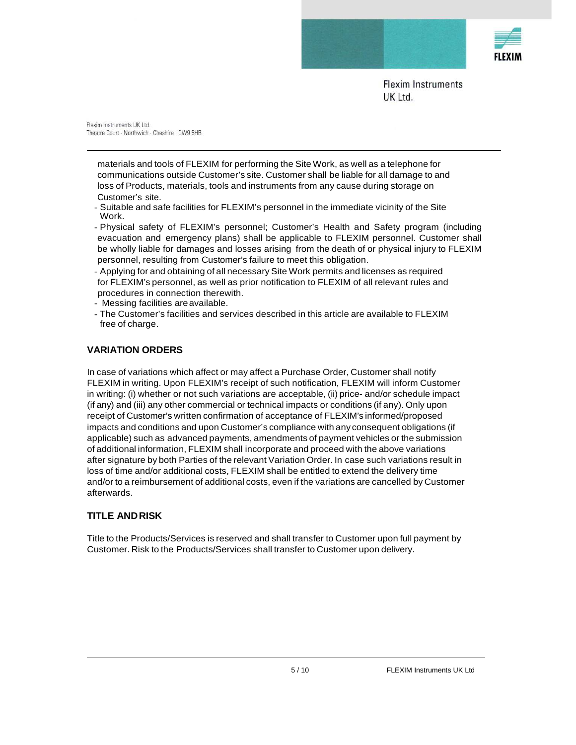materials and tools of FLEXIM for performing the Site Work, as well as a telephone for communications outside Customer's site. Customer shall be liable for all damage to and loss of Products, materials, tools and instruments from any cause during storage on Customer's site.

- Suitable and safe facilities for FLEXIM's personnel in the immediate vicinity of the Site Work.
- Physical safety of FLEXIM's personnel; Customer's Health and Safety program (including evacuation and emergency plans) shall be applicable to FLEXIM personnel. Customer shall be wholly liable for damages and losses arising from the death of or physical injury to FLEXIM personnel, resulting from Customer's failure to meet this obligation.
- Applying for and obtaining of all necessary Site Work permits and licenses as required for FLEXIM's personnel, as well as prior notification to FLEXIM of all relevant rules and procedures in connection therewith.
- Messing facilities are available.
- The Customer's facilities and services described in this article are available to FLEXIM free of charge.

## VARIATION ORDERS

In case of variations which affect or may affect a Purchase Order, Customer shall notify FLEXIM in writing. Upon FLEXIM's receipt of such notification, FLEXIM will inform Customer in writing: (i) whether or not such variations are acceptable, (ii) price- and/or schedule impact (if any) and (iii) any other commercial or technical impacts or conditions (if any). Only upon receipt of Customer's written confirmation of acceptance of FLEXIM's informed/proposed impacts and conditions and upon Customer's compliance with any consequent obligations (if applicable) such as advanced payments, amendments of payment vehicles or the submission of additional information, FLEXIM shall incorporate and proceed with the above variations after signature by both Parties of the relevant Variation Order. In case such variations result in loss of time and/or additional costs, FLEXIM shall be entitled to extend the delivery time and/or to a reimbursement of additional costs, even if the variations are cancelled by Customer afterwards.

## TITLE AND RISK

Title to the Products/Services is reserved and shall transfer to Customer upon full payment by Customer. Risk to the Products/Services shall transfer to Customer upon delivery.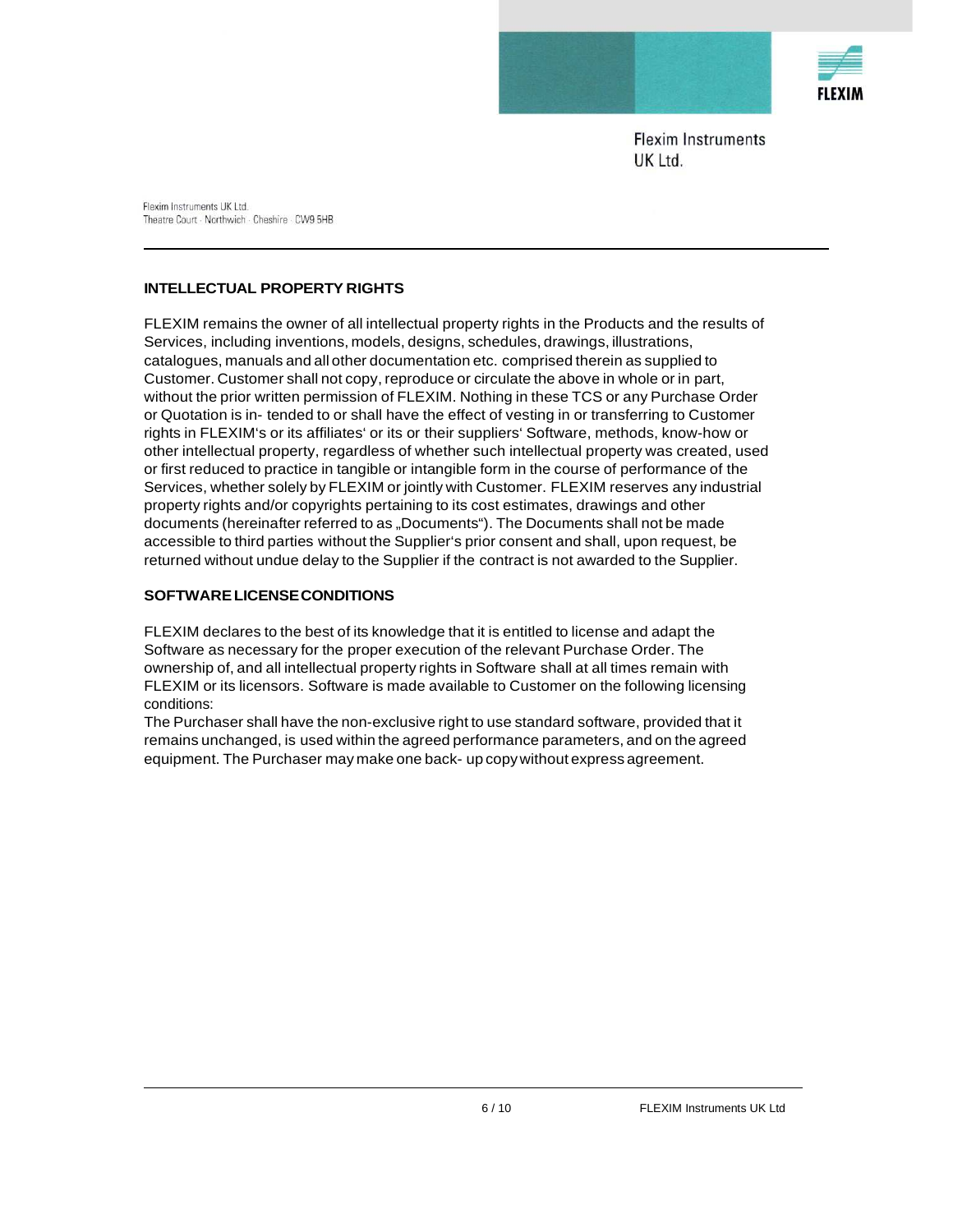## INTELLECTUAL PROPERTY RIGHTS

FLEXIM remains the owner of all intellectual property rights in the Products and the results of Services, including inventions, models, designs, schedules, drawings, illustrations, catalogues, manuals and all other documentation etc. comprised therein as supplied to Customer. Customer shall not copy, reproduce or circulate the above in whole or in part, without the prior written permission of FLEXIM. Nothing in these TCS or any Purchase Order or Quotation is in- tended to or shall have the effect of vesting in or transferring to Customer rights in FLEXIM's or its affiliates' or its or their suppliers' Software, methods, know-how or other intellectual property, regardless of whether such intellectual property was created, used or first reduced to practice in tangible or intangible form in the course of performance of the Services, whether solely by FLEXIM or jointly with Customer. FLEXIM reserves any industrial property rights and/or copyrights pertaining to its cost estimates, drawings and other documents (hereinafter referred to as „Documents"). The Documents shall not be made accessible to third parties without the Supplier's prior consent and shall, upon request, be returned without undue delay to the Supplier if the contract is not awarded to the Supplier.

## SOFTWARE LICENSE CONDITIONS

FLEXIM declares to the best of its knowledge that it is entitled to license and adapt the Software as necessary for the proper execution of the relevant Purchase Order. The ownership of, and all intellectual property rights in Software shall at all times remain with FLEXIM or its licensors. Software is made available to Customer on the following licensing conditions:

The Purchaser shall have the non-exclusive right to use standard software, provided that it remains unchanged, is used within the agreed performance parameters, and on the agreed equipment. The Purchaser may make one back- up copy without express agreement.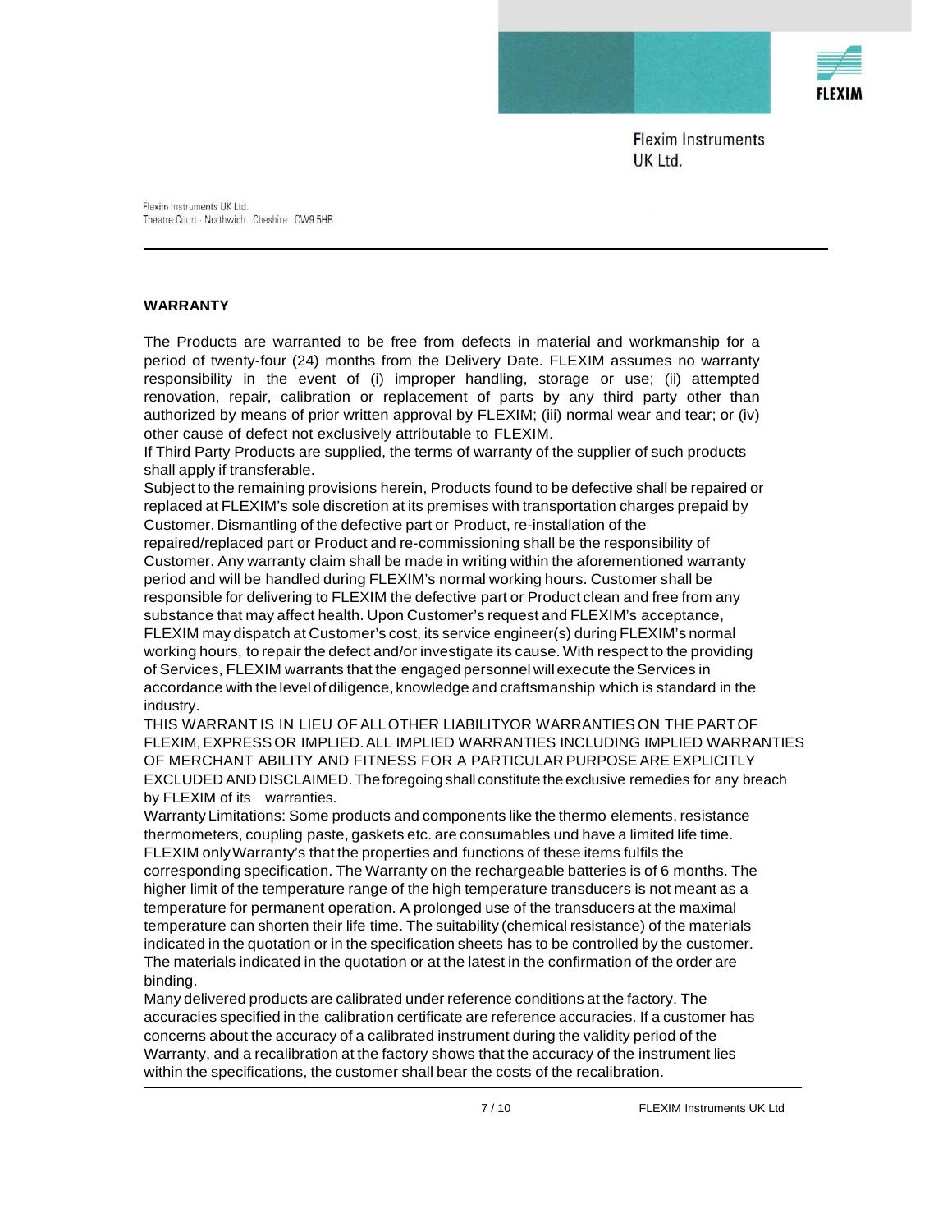Flexim Instruments UK Ltd.

Flexim Instruments UK Ltd.
Theatre Court · Northwich · Cheshire · CW9 5HB

**WARRANTY**

The Products are warranted to be free from defects in material and workmanship for a period of twenty-four (24) months from the Delivery Date. FLEXIM assumes no warranty responsibility in the event of (i) improper handling, storage or use; (ii) attempted renovation, repair, calibration or replacement of parts by any third party other than authorized by means of prior written approval by FLEXIM; (iii) normal wear and tear; or (iv) other cause of defect not exclusively attributable to FLEXIM.

If Third Party Products are supplied, the terms of warranty of the supplier of such products shall apply if transferable.

Subject to the remaining provisions herein, Products found to be defective shall be repaired or replaced at FLEXIM's sole discretion at its premises with transportation charges prepaid by Customer. Dismantling of the defective part or Product, re-installation of the repaired/replaced part or Product and re-commissioning shall be the responsibility of Customer. Any warranty claim shall be made in writing within the aforementioned warranty period and will be handled during FLEXIM's normal working hours. Customer shall be responsible for delivering to FLEXIM the defective part or Product clean and free from any substance that may affect health. Upon Customer's request and FLEXIM's acceptance, FLEXIM may dispatch at Customer's cost, its service engineer(s) during FLEXIM's normal working hours, to repair the defect and/or investigate its cause. With respect to the providing of Services, FLEXIM warrants that the engaged personnel will execute the Services in accordance with the level of diligence, knowledge and craftsmanship which is standard in the industry.

THIS WARRANT IS IN LIEU OF ALL OTHER LIABILITYOR WARRANTIES ON THE PART OF FLEXIM, EXPRESS OR IMPLIED. ALL IMPLIED WARRANTIES INCLUDING IMPLIED WARRANTIES OF MERCHANT ABILITY AND FITNESS FOR A PARTICULAR PURPOSE ARE EXPLICITLY EXCLUDED AND DISCLAIMED. The foregoing shall constitute the exclusive remedies for any breach by FLEXIM of its warranties.

Warranty Limitations: Some products and components like the thermo elements, resistance thermometers, coupling paste, gaskets etc. are consumables und have a limited life time. FLEXIM only Warranty's that the properties and functions of these items fulfils the corresponding specification. The Warranty on the rechargeable batteries is of 6 months. The higher limit of the temperature range of the high temperature transducers is not meant as a temperature for permanent operation. A prolonged use of the transducers at the maximal temperature can shorten their life time. The suitability (chemical resistance) of the materials indicated in the quotation or in the specification sheets has to be controlled by the customer. The materials indicated in the quotation or at the latest in the confirmation of the order are binding.

Many delivered products are calibrated under reference conditions at the factory. The accuracies specified in the calibration certificate are reference accuracies. If a customer has concerns about the accuracy of a calibrated instrument during the validity period of the Warranty, and a recalibration at the factory shows that the accuracy of the instrument lies within the specifications, the customer shall bear the costs of the recalibration.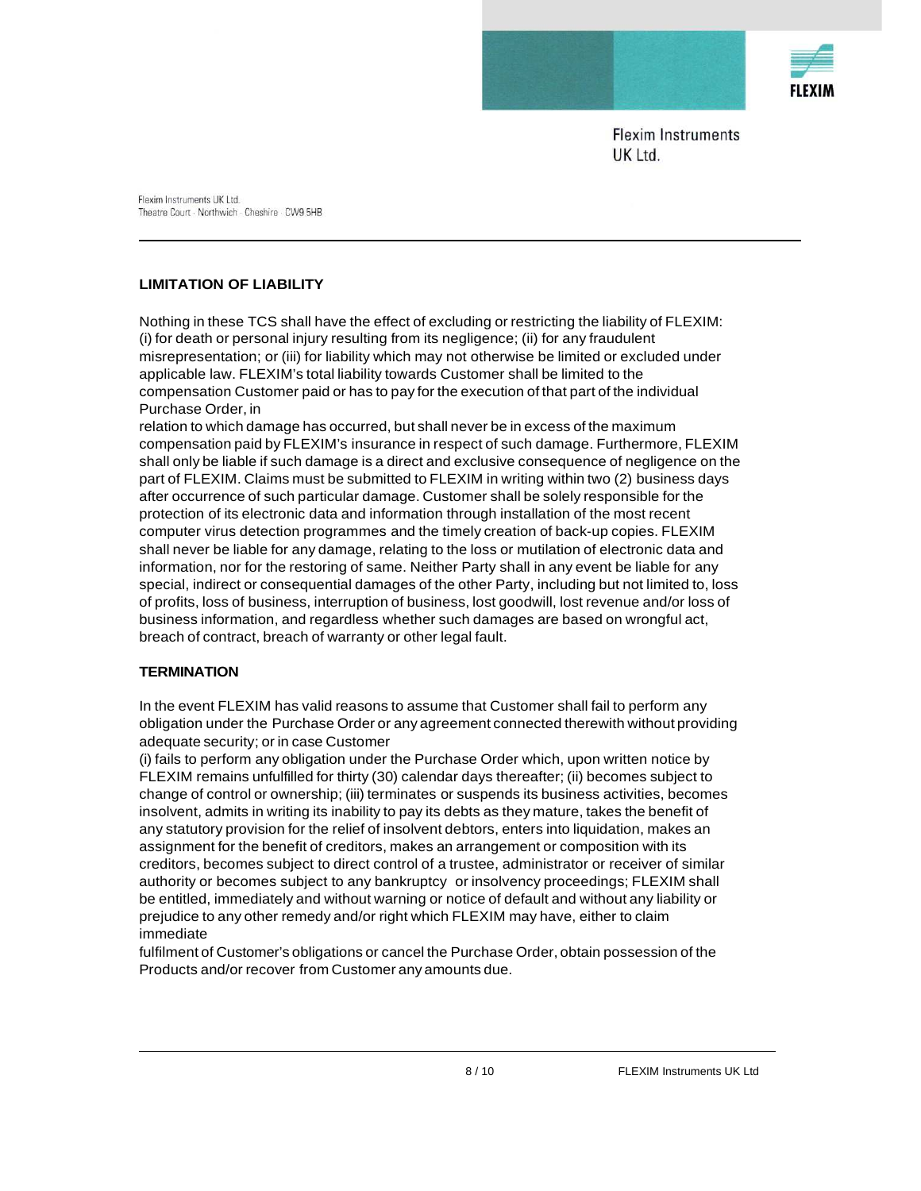## LIMITATION OF LIABILITY

Nothing in these TCS shall have the effect of excluding or restricting the liability of FLEXIM: (i) for death or personal injury resulting from its negligence; (ii) for any fraudulent misrepresentation; or (iii) for liability which may not otherwise be limited or excluded under applicable law. FLEXIM's total liability towards Customer shall be limited to the compensation Customer paid or has to pay for the execution of that part of the individual Purchase Order, in relation to which damage has occurred, but shall never be in excess of the maximum compensation paid by FLEXIM's insurance in respect of such damage. Furthermore, FLEXIM shall only be liable if such damage is a direct and exclusive consequence of negligence on the part of FLEXIM. Claims must be submitted to FLEXIM in writing within two (2) business days after occurrence of such particular damage. Customer shall be solely responsible for the protection of its electronic data and information through installation of the most recent computer virus detection programmes and the timely creation of back-up copies. FLEXIM shall never be liable for any damage, relating to the loss or mutilation of electronic data and information, nor for the restoring of same. Neither Party shall in any event be liable for any special, indirect or consequential damages of the other Party, including but not limited to, loss of profits, loss of business, interruption of business, lost goodwill, lost revenue and/or loss of business information, and regardless whether such damages are based on wrongful act, breach of contract, breach of warranty or other legal fault.

## TERMINATION

In the event FLEXIM has valid reasons to assume that Customer shall fail to perform any obligation under the Purchase Order or any agreement connected therewith without providing adequate security; or in case Customer (i) fails to perform any obligation under the Purchase Order which, upon written notice by FLEXIM remains unfulfilled for thirty (30) calendar days thereafter; (ii) becomes subject to change of control or ownership; (iii) terminates or suspends its business activities, becomes insolvent, admits in writing its inability to pay its debts as they mature, takes the benefit of any statutory provision for the relief of insolvent debtors, enters into liquidation, makes an assignment for the benefit of creditors, makes an arrangement or composition with its creditors, becomes subject to direct control of a trustee, administrator or receiver of similar authority or becomes subject to any bankruptcy or insolvency proceedings; FLEXIM shall be entitled, immediately and without warning or notice of default and without any liability or prejudice to any other remedy and/or right which FLEXIM may have, either to claim immediate fulfilment of Customer's obligations or cancel the Purchase Order, obtain possession of the Products and/or recover from Customer any amounts due.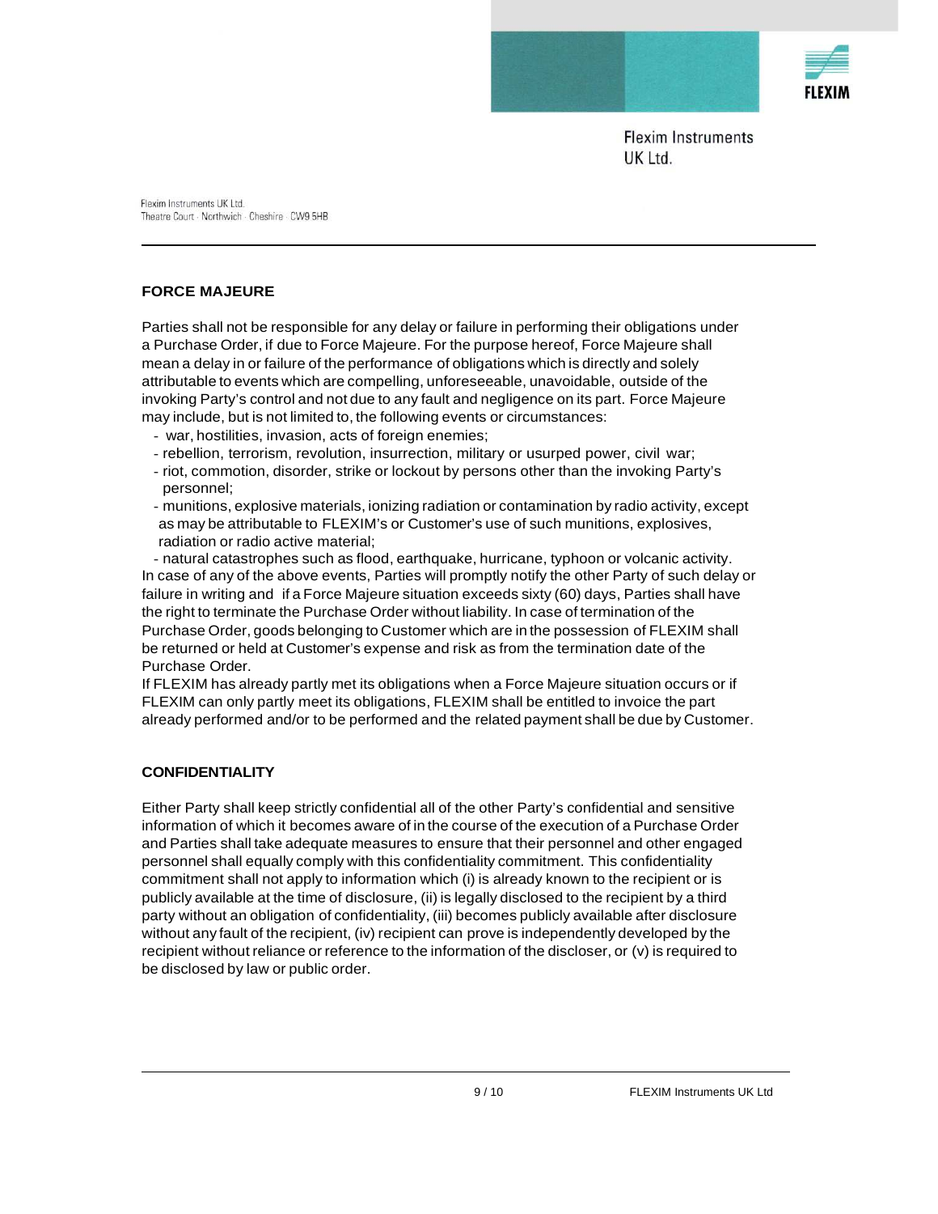## FORCE MAJEURE

Parties shall not be responsible for any delay or failure in performing their obligations under a Purchase Order, if due to Force Majeure. For the purpose hereof, Force Majeure shall mean a delay in or failure of the performance of obligations which is directly and solely attributable to events which are compelling, unforeseeable, unavoidable, outside of the invoking Party's control and not due to any fault and negligence on its part. Force Majeure may include, but is not limited to, the following events or circumstances:

- war, hostilities, invasion, acts of foreign enemies;
- rebellion, terrorism, revolution, insurrection, military or usurped power, civil war;
- riot, commotion, disorder, strike or lockout by persons other than the invoking Party's personnel;
- munitions, explosive materials, ionizing radiation or contamination by radio activity, except as may be attributable to FLEXIM's or Customer's use of such munitions, explosives, radiation or radio active material;
- natural catastrophes such as flood, earthquake, hurricane, typhoon or volcanic activity.

In case of any of the above events, Parties will promptly notify the other Party of such delay or failure in writing and if a Force Majeure situation exceeds sixty (60) days, Parties shall have the right to terminate the Purchase Order without liability. In case of termination of the Purchase Order, goods belonging to Customer which are in the possession of FLEXIM shall be returned or held at Customer's expense and risk as from the termination date of the Purchase Order.

If FLEXIM has already partly met its obligations when a Force Majeure situation occurs or if FLEXIM can only partly meet its obligations, FLEXIM shall be entitled to invoice the part already performed and/or to be performed and the related payment shall be due by Customer.

## CONFIDENTIALITY

Either Party shall keep strictly confidential all of the other Party's confidential and sensitive information of which it becomes aware of in the course of the execution of a Purchase Order and Parties shall take adequate measures to ensure that their personnel and other engaged personnel shall equally comply with this confidentiality commitment. This confidentiality commitment shall not apply to information which (i) is already known to the recipient or is publicly available at the time of disclosure, (ii) is legally disclosed to the recipient by a third party without an obligation of confidentiality, (iii) becomes publicly available after disclosure without any fault of the recipient, (iv) recipient can prove is independently developed by the recipient without reliance or reference to the information of the discloser, or (v) is required to be disclosed by law or public order.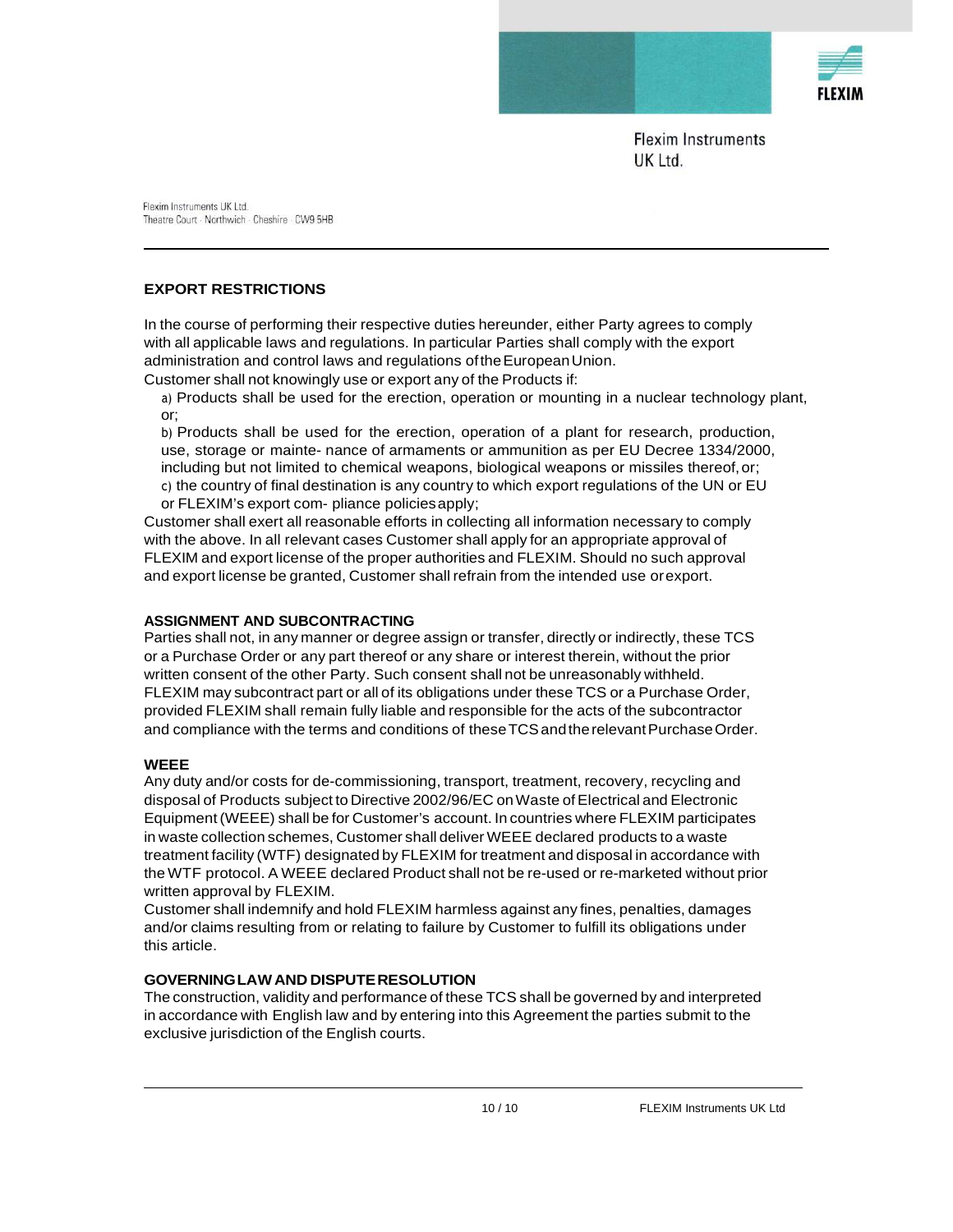## EXPORT RESTRICTIONS

In the course of performing their respective duties hereunder, either Party agrees to comply with all applicable laws and regulations. In particular Parties shall comply with the export administration and control laws and regulations of the European Union.
Customer shall not knowingly use or export any of the Products if:

a) Products shall be used for the erection, operation or mounting in a nuclear technology plant, or;

b) Products shall be used for the erection, operation of a plant for research, production, use, storage or mainte- nance of armaments or ammunition as per EU Decree 1334/2000, including but not limited to chemical weapons, biological weapons or missiles thereof, or;

c) the country of final destination is any country to which export regulations of the UN or EU or FLEXIM's export com- pliance policies apply;

Customer shall exert all reasonable efforts in collecting all information necessary to comply with the above. In all relevant cases Customer shall apply for an appropriate approval of FLEXIM and export license of the proper authorities and FLEXIM. Should no such approval and export license be granted, Customer shall refrain from the intended use or export.

## ASSIGNMENT AND SUBCONTRACTING

Parties shall not, in any manner or degree assign or transfer, directly or indirectly, these TCS or a Purchase Order or any part thereof or any share or interest therein, without the prior written consent of the other Party. Such consent shall not be unreasonably withheld. FLEXIM may subcontract part or all of its obligations under these TCS or a Purchase Order, provided FLEXIM shall remain fully liable and responsible for the acts of the subcontractor and compliance with the terms and conditions of these TCS and the relevant Purchase Order.

## WEEE

Any duty and/or costs for de-commissioning, transport, treatment, recovery, recycling and disposal of Products subject to Directive 2002/96/EC on Waste of Electrical and Electronic Equipment (WEEE) shall be for Customer's account. In countries where FLEXIM participates in waste collection schemes, Customer shall deliver WEEE declared products to a waste treatment facility (WTF) designated by FLEXIM for treatment and disposal in accordance with the WTF protocol. A WEEE declared Product shall not be re-used or re-marketed without prior written approval by FLEXIM.
Customer shall indemnify and hold FLEXIM harmless against any fines, penalties, damages and/or claims resulting from or relating to failure by Customer to fulfill its obligations under this article.

## GOVERNING LAW AND DISPUTE RESOLUTION

The construction, validity and performance of these TCS shall be governed by and interpreted in accordance with English law and by entering into this Agreement the parties submit to the exclusive jurisdiction of the English courts.